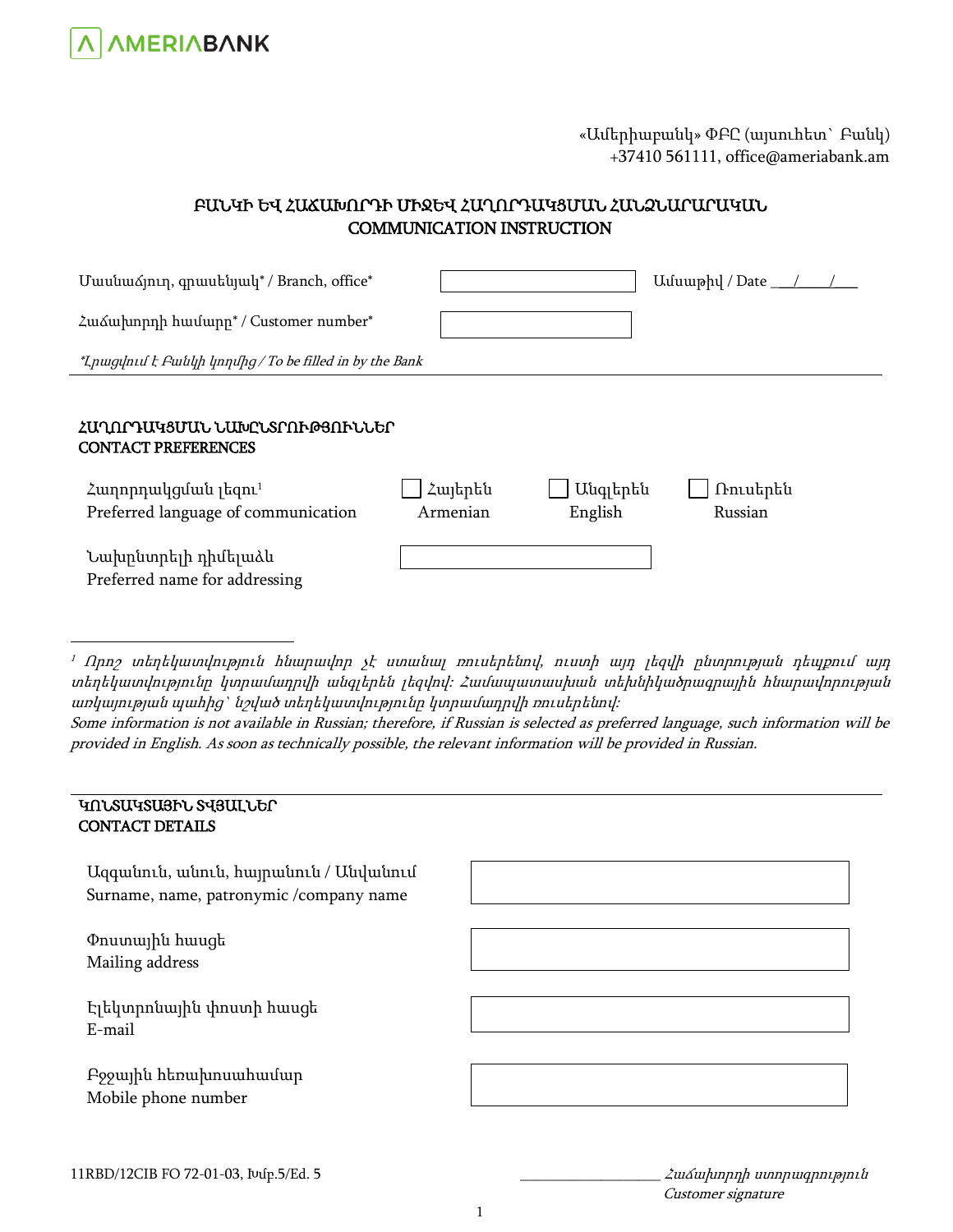AMERIABANK

«Ամերիաբանկ» ՓԲԸ (այսուհետ՝ Բանկ)
+37410 561111, office@ameriabank.am

# ԲԱՆԿԻ ԵՎ ՀԱՃԱԽՈՐԴԻ ՄԻՋԵՎ ՀԱՂՈՐԴԱԿՑՄԱՆ ՀԱՆՁՆԱՐԱՐԱԿԱՆ
# COMMUNICATION INSTRUCTION

| | | |
|---|---|---|
| Մասնաճյուղ, գրասենյակ* / Branch, office* | | Ամսաթիվ / Date ___/____/____ |
| Հաճախորդի համարը* / Customer number* | | |

*Լրացվում է Բանկի կողմից / To be filled in by the Bank*

## ՀԱՂՈՐԴԱԿՑՄԱՆ ՆԱԽԸՆՏՐՈՒԹՅՈՒՆՆԵՐ
## CONTACT PREFERENCES

| | | | |
|---|---|---|---|
| Հաղորդակցման լեզու[1] Preferred language of communication | ☐ Հայերեն Armenian | ☐ Անգլերեն English | ☐ Ռուսերեն Russian |
| Նախընտրելի դիմելաձև Preferred name for addressing | | | |

---

*[1] Որոշ տեղեկատվություն հնարավոր չէ ստանալ ռուսերենով, ուստի այդ լեզվի ընտրության դեպքում այդ տեղեկատվությունը կտրամադրվի անգլերեն լեզվով: Համապատասխան տեխնիկածրագրային հնարավորության առկայության պահից՝ նշված տեղեկատվությունը կտրամադրվի ռուսերենով:*
*Some information is not available in Russian; therefore, if Russian is selected as preferred language, such information will be provided in English. As soon as technically possible, the relevant information will be provided in Russian.*

## ԿՈՆՏԱԿՏԱՅԻՆ ՏՎՅԱԼՆԵՐ
## CONTACT DETAILS

| | |
|---|---|
| Ազգանուն, անուն, հայրանուն / Անվանում Surname, name, patronymic /company name | |
| Փոստային հասցե Mailing address | |
| Էլեկտրոնային փոստի հասցե E-mail | |
| Բջջային հեռախոսահամար Mobile phone number | |

11RBD/12CIB FO 72-01-03, Խմբ.5/Ed. 5

___________________ *Հաճախորդի ստորագրություն*
*Customer signature*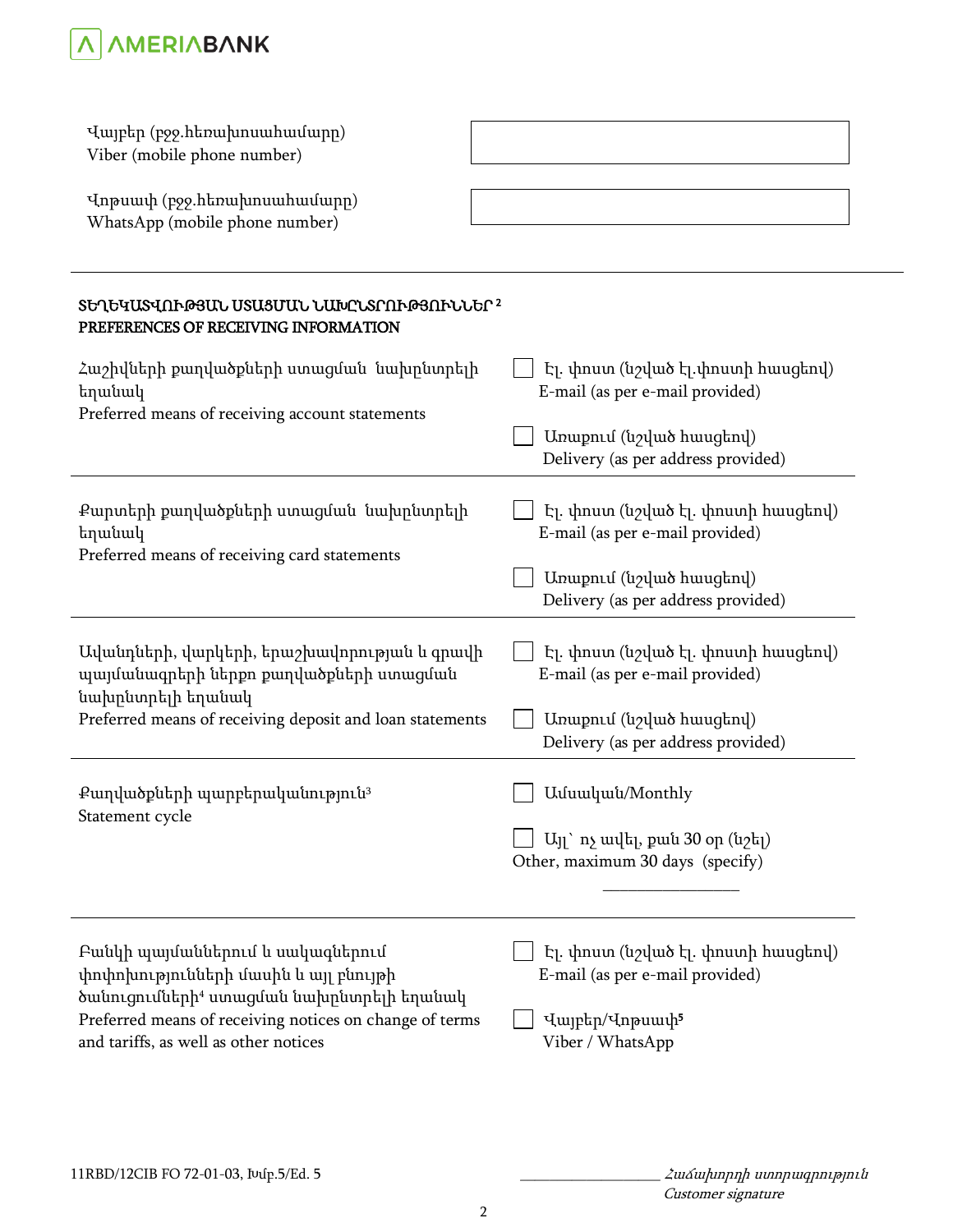| | |
|---|---|
| Վայբեր (բջջ.հեռախոսահամարը)<br>Viber (mobile phone number) | |
| Վոթսափ (բջջ.հեռախոսահամարը)<br>WhatsApp (mobile phone number) | |

## ՏԵՂԵԿԱՏՎՈՒԹՅԱՆ ՍՏԱՑՄԱՆ ՆԱԽԸՆՏՐՈՒԹՅՈՒՆՆԵՐ [2]
## PREFERENCES OF RECEIVING INFORMATION

| | |
|---|---|
| Հաշիվների քաղվածքների ստացման նախընտրելի եղանակ<br>Preferred means of receiving account statements | ☐ Էլ. փոստ (նշված էլ.փոստի հասցեով)<br>E-mail (as per e-mail provided)<br><br>☐ Առաքում (նշված հասցեով)<br>Delivery (as per address provided) |
| Քարտերի քաղվածքների ստացման նախընտրելի եղանակ<br>Preferred means of receiving card statements | ☐ Էլ. փոստ (նշված էլ. փոստի հասցեով)<br>E-mail (as per e-mail provided)<br><br>☐ Առաքում (նշված հասցեով)<br>Delivery (as per address provided) |
| Ավանդների, վարկերի, երաշխավորության և գրավի պայմանագրերի ներքո քաղվածքների ստացման նախընտրելի եղանակ<br>Preferred means of receiving deposit and loan statements | ☐ Էլ. փոստ (նշված էլ. փոստի հասցեով)<br>E-mail (as per e-mail provided)<br><br>☐ Առաքում (նշված հասցեով)<br>Delivery (as per address provided) |
| Քաղվածքների պարբերականություն[3]<br>Statement cycle | ☐ Ամսական/Monthly<br><br>☐ Այլ՝ ոչ ավել, քան 30 օր (նշել)<br>Other, maximum 30 days (specify)<br>________________ |
| Բանկի պայմաններում և սակագներում փոփոխությունների մասին և այլ բնույթի ծանուցումների[4] ստացման նախընտրելի եղանակ<br>Preferred means of receiving notices on change of terms and tariffs, as well as other notices | ☐ Էլ. փոստ (նշված էլ. փոստի հասցեով)<br>E-mail (as per e-mail provided)<br><br>☐ Վայբեր/Վոթսափ[5]<br>Viber / WhatsApp |

11RBD/12CIB FO 72-01-03, Խմբ.5/Ed. 5

_________________ *Հաճախորդի ստորագրություն*
*Customer signature*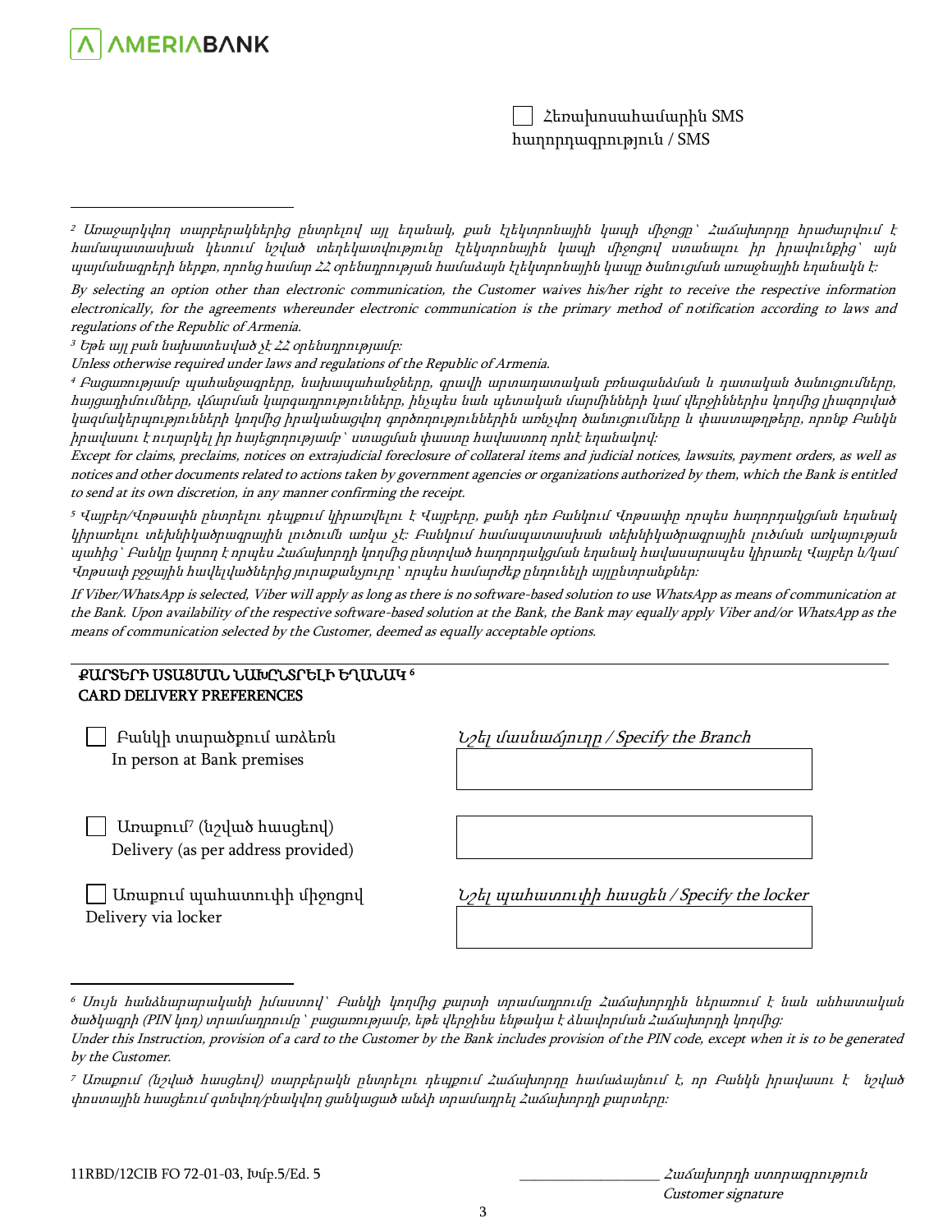☐ Հեռախոսահամարին SMS հաղորդագրություն / SMS

---

[2] Առաջարկվող տարբերակներից ընտրելով այլ եղանակ, քան էլեկտրոնային կապի միջոցը՝ Հաճախորդը հրաժարվում է համապատասխան կետում նշված տեղեկատվությունը էլեկտրոնային կապի միջոցով ստանալու իր իրավունքից՝ այն պայմանագրերի ներքո, որոնց համար ՀՀ օրենսդրության համաձայն էլեկտրոնային կապը ծանուցման առաջնային եղանակն է։

By selecting an option other than electronic communication, the Customer waives his/her right to receive the respective information electronically, for the agreements whereunder electronic communication is the primary method of notification according to laws and regulations of the Republic of Armenia.

[3] Եթե այլ բան նախատեսված չէ ՀՀ օրենսդրությամբ։

Unless otherwise required under laws and regulations of the Republic of Armenia.

[4] Բացառությամբ պահանջագրերը, նախապահանջները, գրավի արտադատական բռնագանձման և դատական ծանուցումները, հայցադիմումները, վճարման կարգադրությունները, ինչպես նաև պետական մարմինների կամ վերջիններիս կողմից լիազորված կազմակերպությունների կողմից իրականացվող գործողություններին առնչվող ծանուցումները և փաստաթղթերը, որոնք Բանկն իրավասու է ուղարկել իր հայեցողությամբ՝ ստացման փաստը հավաստող որևէ եղանակով։

Except for claims, preclaims, notices on extrajudicial foreclosure of collateral items and judicial notices, lawsuits, payment orders, as well as notices and other documents related to actions taken by government agencies or organizations authorized by them, which the Bank is entitled to send at its own discretion, in any manner confirming the receipt.

[5] Վայբեր/Վոթսափն ընտրելու դեպքում կիրառվելու է Վայբերը, քանի դեռ Բանկում Վոթսափը որպես հաղորդակցման եղանակ կիրառելու տեխնիկածրագրային լուծումն առկա չէ։ Բանկում համապատասխան տեխնիկածրագրային լուծման առկայության պահից՝ Բանկը կարող է որպես Հաճախորդի կողմից ընտրված հաղորդակցման եղանակ հավասարապես կիրառել Վայբեր և/կամ Վոթսափ բջջային հավելվածներից յուրաքանչյուրը՝ որպես համարժեք ընդունելի այլընտրանքներ։

If Viber/WhatsApp is selected, Viber will apply as long as there is no software-based solution to use WhatsApp as means of communication at the Bank. Upon availability of the respective software-based solution at the Bank, the Bank may equally apply Viber and/or WhatsApp as the means of communication selected by the Customer, deemed as equally acceptable options.

---

## ՔԱՐՏԵՐԻ ՍՏԱՑՄԱՆ ՆԱԽԸՆՏՐԵԼԻ ԵՂԱՆԱԿ [6]
## CARD DELIVERY PREFERENCES

| | |
|---|---|
| ☐ Բանկի տարածքում առձեռն<br>In person at Bank premises | *Նշել մասնաճյուղը / Specify the Branch*<br>________________ |
| ☐ Առաքում[7] (նշված հասցեով)<br>Delivery (as per address provided) | ________________ |
| ☐ Առաքում պահատուփի միջոցով<br>Delivery via locker | *Նշել պահատուփի հասցեն / Specify the locker*<br>________________ |

---

[6] Սույն հանձնարարականի իմաստով՝ Բանկի կողմից քարտի տրամադրումը Հաճախորդին ներառում է նաև անհատական ծածկագրի (PIN կոդ) տրամադրումը՝ բացառությամբ, եթե վերջինս ենթակա է ձևավորման Հաճախորդի կողմից։

Under this Instruction, provision of a card to the Customer by the Bank includes provision of the PIN code, except when it is to be generated by the Customer.

[7] Առաքում (նշված հասցեով) տարբերակն ընտրելու դեպքում Հաճախորդը համաձայնում է, որ Բանկն իրավասու է նշված փոստային հասցեում գտնվող/բնակվող ցանկացած անձի տրամադրել Հաճախորդի քարտերը։

11RBD/12CIB FO 72-01-03, Խմբ.5/Ed. 5

__________________ Հաճախորդի ստորագրություն
Customer signature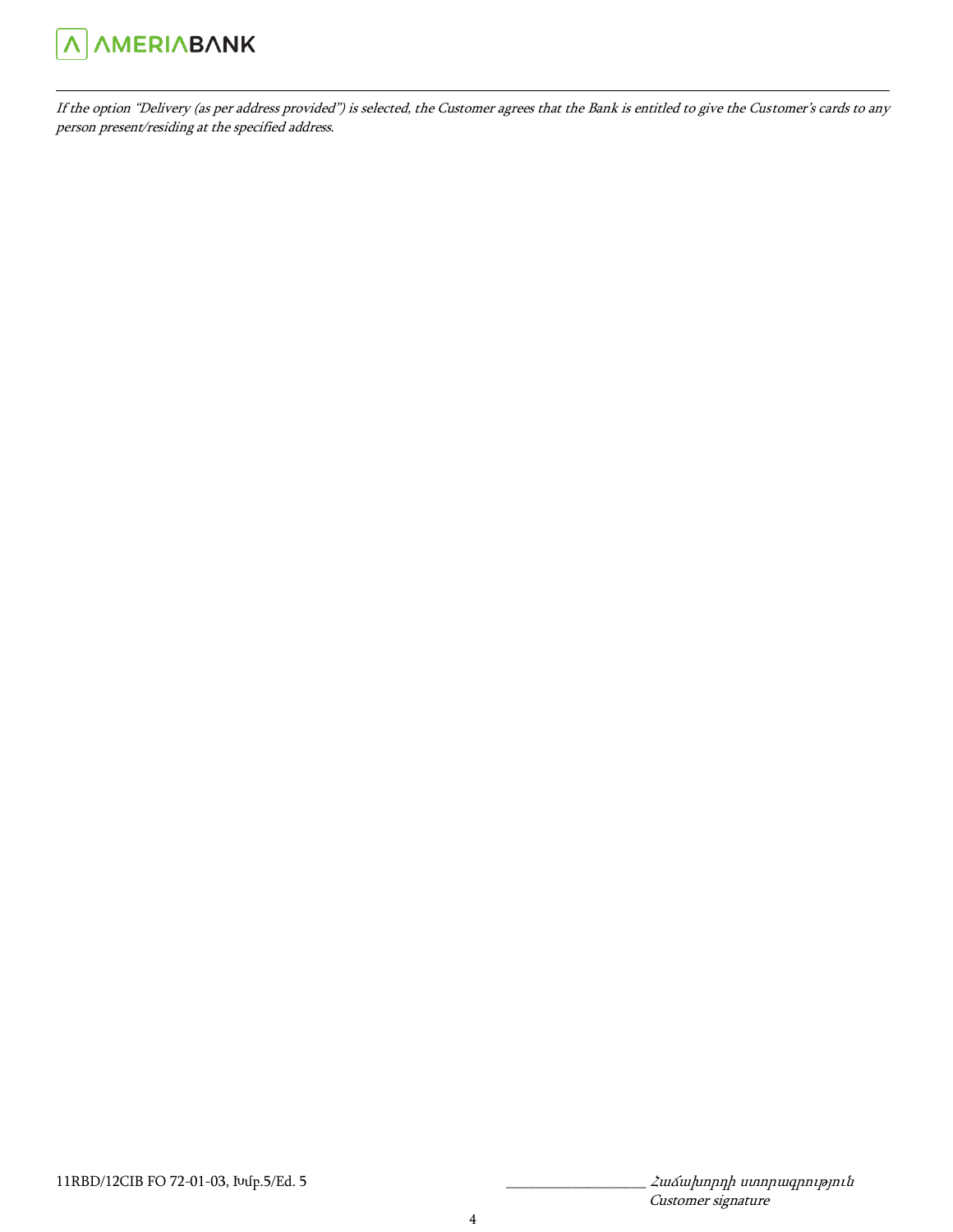*If the option "Delivery (as per address provided") is selected, the Customer agrees that the Bank is entitled to give the Customer's cards to any person present/residing at the specified address.*

11RBD/12CIB FO 72-01-03, Խմբ.5/Ed. 5

___________________ *Հաճախորդի ստորագրություն*
*Customer signature*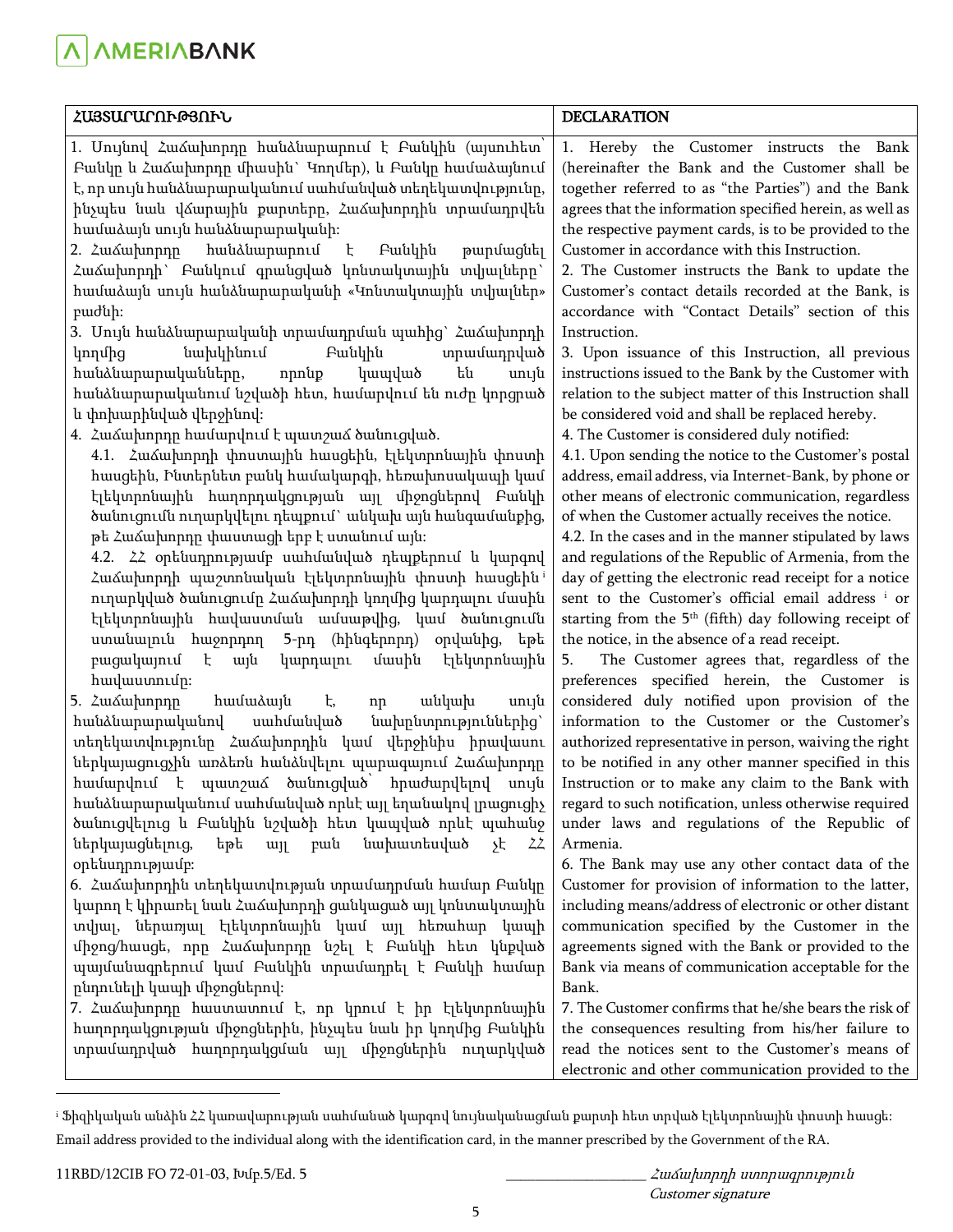| ՀԱՅՏԱՐԱՐՈՒԹՅՈՒՆ | DECLARATION |
| --- | --- |
| 1. Սույնով Հաճախորդը հանձնարարում է Բանկին (այսուհետ՝ Բանկը և Հաճախորդը միասին՝ Կողմեր), և Բանկը համաձայնում է, որ սույն հանձնարարականում սահմանված տեղեկատվությունը, ինչպես նաև վճարային քարտերը, Հաճախորդին տրամադրվեն համաձայն սույն հանձնարարականի:<br>2. Հաճախորդը հանձնարարում է Բանկին թարմացնել Հաճախորդի՝ Բանկում գրանցված կոնտակտային տվյալները՝ համաձայն սույն հանձնարարականի «Կոնտակտային տվյալներ» բաժնի:<br>3. Սույն հանձնարարականի տրամադրման պահից՝ Հաճախորդի կողմից նախկինում Բանկին տրամադրված հանձնարարականները, որոնք կապված են սույն հանձնարարականում նշվածի հետ, համարվում են ուժը կորցրած և փոխարինված վերջինով:<br>4. Հաճախորդը համարվում է պատշաճ ծանուցված.<br>4.1. Հաճախորդի փոստային հասցեին, էլեկտրոնային փոստի հասցեին, Ինտերնետ բանկ համակարգի, հեռախոսակապի կամ էլեկտրոնային հաղորդակցության այլ միջոցներով Բանկի ծանուցումն ուղարկվելու դեպքում՝ անկախ այն հանգամանքից, թե Հաճախորդը փաստացի երբ է ստանում այն:<br>4.2. ՀՀ օրենսդրությամբ սահմանված դեպքերում և կարգով Հաճախորդի պաշտոնական էլեկտրոնային փոստի հասցեին[i] ուղարկված ծանուցումը Հաճախորդի կողմից կարդալու մասին էլեկտրոնային հավաստման ամսաթվից, կամ ծանուցումն ստանալուն հաջորդող 5-րդ (հինգերորդ) օրվանից, եթե բացակայում է այն կարդալու մասին էլեկտրոնային հավաստումը:<br>5. Հաճախորդը համաձայն է, որ անկախ սույն հանձնարարականով սահմանված նախընտրություններից՝ տեղեկատվությունը Հաճախորդին կամ վերջինիս իրավասու ներկայացուցչին առձեռն հանձնվելու պարագայում Հաճախորդը համարվում է պատշաճ ծանուցված՝ հրաժարվելով սույն հանձնարարականում սահմանված որևէ այլ եղանակով լրացուցիչ ծանուցվելուց և Բանկին նշվածի հետ կապված որևէ պահանջ ներկայացնելուց, եթե այլ բան նախատեսված չէ ՀՀ օրենսդրությամբ:<br>6. Հաճախորդին տեղեկատվության տրամադրման համար Բանկը կարող է կիրառել նաև Հաճախորդի ցանկացած այլ կոնտակտային տվյալ, ներառյալ էլեկտրոնային կամ այլ հեռահար կապի միջոց/հասցե, որը Հաճախորդը նշել է Բանկի հետ կնքված պայմանագրերում կամ Բանկին տրամադրել է Բանկի համար ընդունելի կապի միջոցներով:<br>7. Հաճախորդը հաստատում է, որ կրում է իր էլեկտրոնային հաղորդակցության միջոցներին, ինչպես նաև իր կողմից Բանկին տրամադրված հաղորդակցման այլ միջոցներին ուղարկված | 1. Hereby the Customer instructs the Bank (hereinafter the Bank and the Customer shall be together referred to as "the Parties") and the Bank agrees that the information specified herein, as well as the respective payment cards, is to be provided to the Customer in accordance with this Instruction.<br>2. The Customer instructs the Bank to update the Customer's contact details recorded at the Bank, is accordance with "Contact Details" section of this Instruction.<br>3. Upon issuance of this Instruction, all previous instructions issued to the Bank by the Customer with relation to the subject matter of this Instruction shall be considered void and shall be replaced hereby.<br>4. The Customer is considered duly notified:<br>4.1. Upon sending the notice to the Customer's postal address, email address, via Internet-Bank, by phone or other means of electronic communication, regardless of when the Customer actually receives the notice.<br>4.2. In the cases and in the manner stipulated by laws and regulations of the Republic of Armenia, from the day of getting the electronic read receipt for a notice sent to the Customer's official email address [i] or starting from the 5th (fifth) day following receipt of the notice, in the absence of a read receipt.<br>5. The Customer agrees that, regardless of the preferences specified herein, the Customer is considered duly notified upon provision of the information to the Customer or the Customer's authorized representative in person, waiving the right to be notified in any other manner specified in this Instruction or to make any claim to the Bank with regard to such notification, unless otherwise required under laws and regulations of the Republic of Armenia.<br>6. The Bank may use any other contact data of the Customer for provision of information to the latter, including means/address of electronic or other distant communication specified by the Customer in the agreements signed with the Bank or provided to the Bank via means of communication acceptable for the Bank.<br>7. The Customer confirms that he/she bears the risk of the consequences resulting from his/her failure to read the notices sent to the Customer's means of electronic and other communication provided to the |

[i] Ֆիզիկական անձին ՀՀ կառավարության սահմանած կարգով նույնականացման քարտի հետ տրված էլեկտրոնային փոստի հասցե:
Email address provided to the individual along with the identification card, in the manner prescribed by the Government of the RA.

11RBD/12CIB FO 72-01-03, Խմբ.5/Ed. 5

___________________ *Հաճախորդի ստորագրություն*
*Customer signature*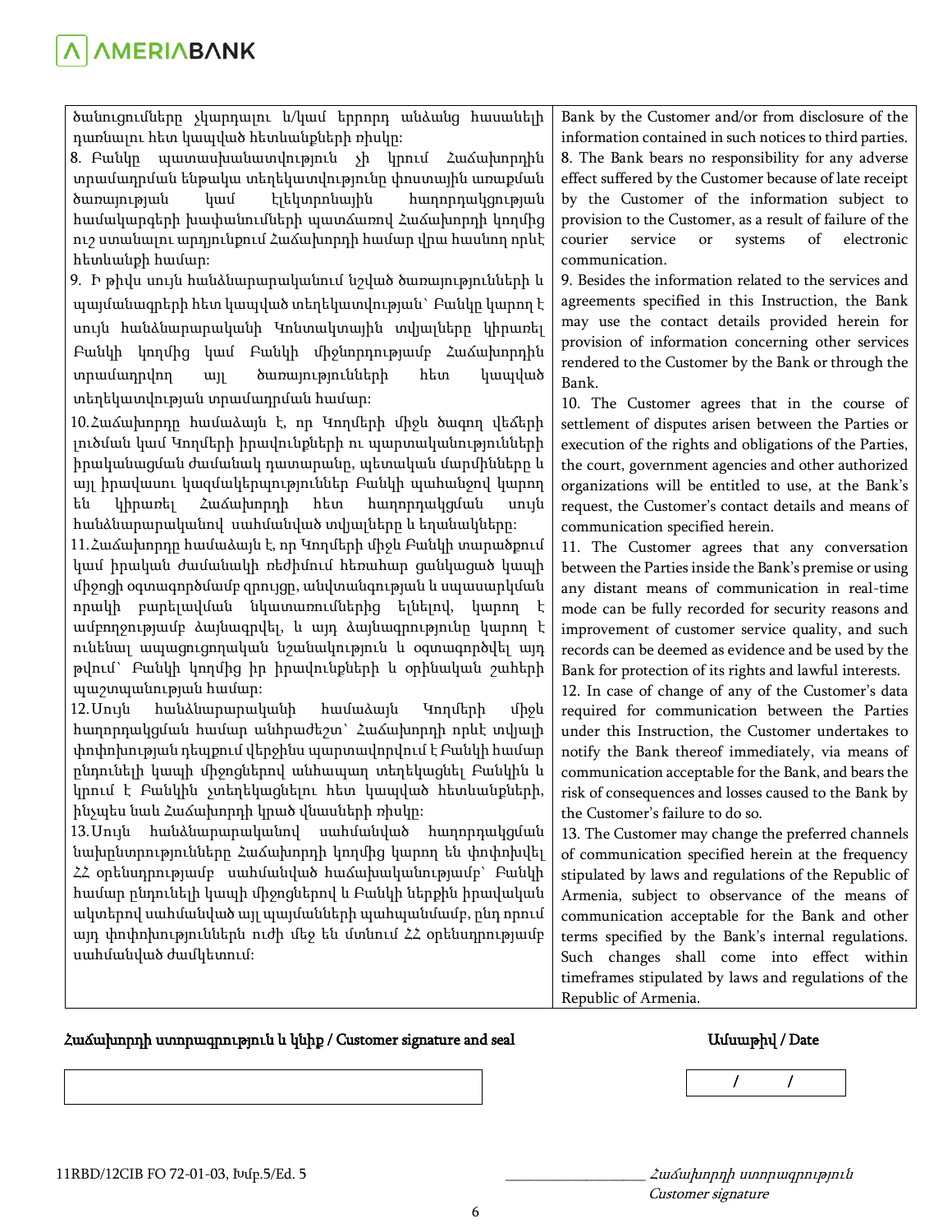| | |
|---|---|
| ծանուցումները չկարդալու և/կամ երրորդ անձանց հասանելի դառնալու հետ կապված հետևանքների ռիսկը:<br>8. Բանկը պատասխանատվություն չի կրում Հաճախորդին տրամադրման ենթակա տեղեկատվությունը փոստային առաքման ծառայության կամ էլեկտրոնային հաղորդակցության համակարգերի խափանումների պատճառով Հաճախորդի կողմից ուշ ստանալու արդյունքում Հաճախորդի համար վրա հասնող որևէ հետևանքի համար:<br>9. Ի թիվս սույն հանձնարարականում նշված ծառայությունների և պայմանագրերի հետ կապված տեղեկատվության՝ Բանկը կարող է սույն հանձնարարականի Կոնտակտային տվյալները կիրառել Բանկի կողմից կամ Բանկի միջնորդությամբ Հաճախորդին տրամադրվող այլ ծառայությունների հետ կապված տեղեկատվության տրամադրման համար:<br>10. Հաճախորդը համաձայն է, որ Կողմերի միջև ծագող վեճերի լուծման կամ Կողմերի իրավունքների ու պարտականությունների իրականացման ժամանակ դատարանը, պետական մարմինները և այլ իրավասու կազմակերպություններ Բանկի պահանջով կարող են կիրառել Հաճախորդի հետ հաղորդակցման սույն հանձնարարականով սահմանված տվյալները և եղանակները:<br>11. Հաճախորդը համաձայն է, որ Կողմերի միջև Բանկի տարածքում կամ իրական ժամանակի ռեժիմում հեռահար ցանկացած կապի միջոցի օգտագործմամբ զրույցը, անվտանգության և սպասարկման որակի բարելավման նկատառումներից ելնելով, կարող է ամբողջությամբ ձայնագրվել, և այդ ձայնագրությունը կարող է ունենալ ապացուցողական նշանակություն և օգտագործվել այդ թվում՝ Բանկի կողմից իր իրավունքների և օրինական շահերի պաշտպանության համար:<br>12. Սույն հանձնարարականի համաձայն Կողմերի միջև հաղորդակցման համար անհրաժեշտ՝ Հաճախորդի որևէ տվյալի փոփոխության դեպքում վերջինս պարտավորվում է Բանկի համար ընդունելի կապի միջոցներով անհապաղ տեղեկացնել Բանկին և կրում է Բանկին չտեղեկացնելու հետ կապված հետևանքների, ինչպես նաև Հաճախորդի կրած վնասների ռիսկը:<br>13. Սույն հանձնարարականով սահմանված հաղորդակցման նախընտրությունները Հաճախորդի կողմից կարող են փոփոխվել ՀՀ օրենսդրությամբ սահմանված հաճախականությամբ՝ Բանկի համար ընդունելի կապի միջոցներով և Բանկի ներքին իրավական ակտերով սահմանված այլ պայմանների պահպանմամբ, ընդ որում այդ փոփոխություններն ուժի մեջ են մտնում ՀՀ օրենսդրությամբ սահմանված ժամկետում: | Bank by the Customer and/or from disclosure of the information contained in such notices to third parties.<br>8. The Bank bears no responsibility for any adverse effect suffered by the Customer because of late receipt by the Customer of the information subject to provision to the Customer, as a result of failure of the courier service or systems of electronic communication.<br>9. Besides the information related to the services and agreements specified in this Instruction, the Bank may use the contact details provided herein for provision of information concerning other services rendered to the Customer by the Bank or through the Bank.<br>10. The Customer agrees that in the course of settlement of disputes arisen between the Parties or execution of the rights and obligations of the Parties, the court, government agencies and other authorized organizations will be entitled to use, at the Bank's request, the Customer's contact details and means of communication specified herein.<br>11. The Customer agrees that any conversation between the Parties inside the Bank's premise or using any distant means of communication in real-time mode can be fully recorded for security reasons and improvement of customer service quality, and such records can be deemed as evidence and be used by the Bank for protection of its rights and lawful interests.<br>12. In case of change of any of the Customer's data required for communication between the Parties under this Instruction, the Customer undertakes to notify the Bank thereof immediately, via means of communication acceptable for the Bank, and bears the risk of consequences and losses caused to the Bank by the Customer's failure to do so.<br>13. The Customer may change the preferred channels of communication specified herein at the frequency stipulated by laws and regulations of the Republic of Armenia, subject to observance of the means of communication acceptable for the Bank and other terms specified by the Bank's internal regulations. Such changes shall come into effect within timeframes stipulated by laws and regulations of the Republic of Armenia. |

**Հաճախորդի ստորագրություն և կնիք / Customer signature and seal**

**Ամսաթիվ / Date**

/ /

11RBD/12CIB FO 72-01-03, Խմբ.5/Ed. 5

___________________ *Հաճախորդի ստորագրություն*
*Customer signature*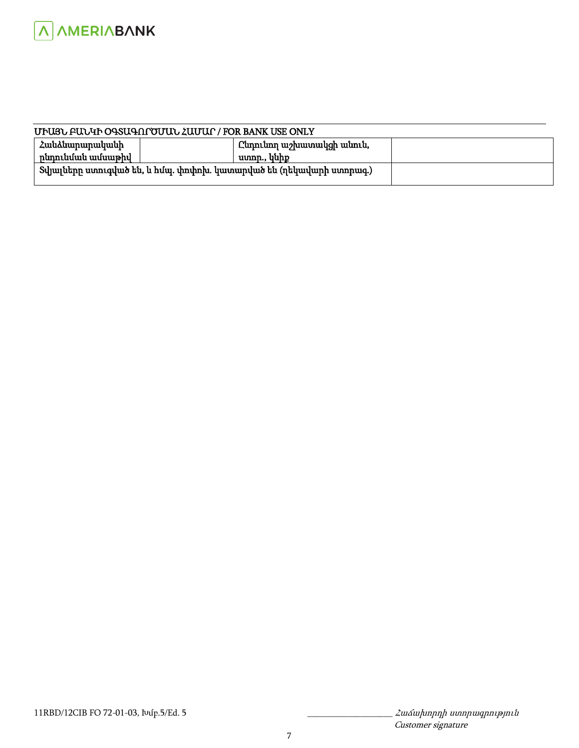## ՄԻԱՅՆ ԲԱՆԿԻ ՕԳՏԱԳՈՐԾՄԱՆ ՀԱՄԱՐ / FOR BANK USE ONLY

| | | | |
|---|---|---|---|
| Հանձնարարականի ընդունման ամսաթիվ | | Ընդունող աշխատակցի անուն, ստոր., կնիք | |
| Տվյալները ստուգված են, և հմպ. փոփոխ. կատարված են (ղեկավարի ստորագ.) | | | |

11RBD/12CIB FO 72-01-03, Խմբ.5/Ed. 5

___________________ *Հաճախորդի ստորագրություն*
*Customer signature*